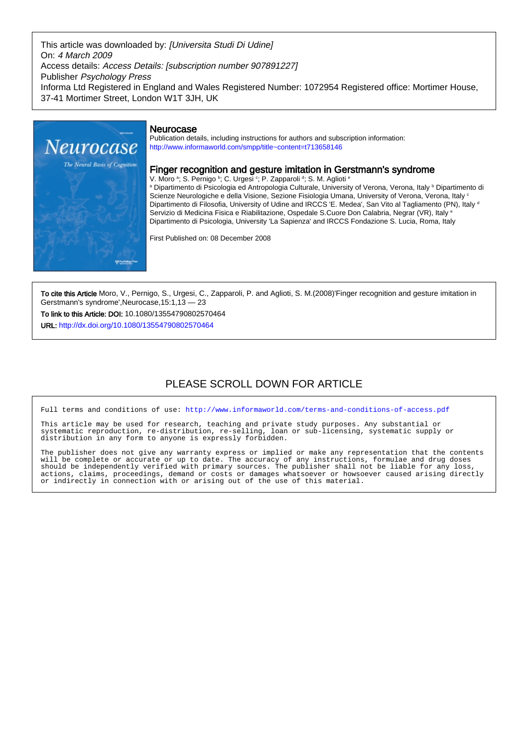This article was downloaded by: *[Universita Studi Di Udine]*
On: *4 March 2009*
Access details: *Access Details: [subscription number 907891227]*
Publisher *Psychology Press*
Informa Ltd Registered in England and Wales Registered Number: 1072954 Registered office: Mortimer House, 37-41 Mortimer Street, London W1T 3JH, UK

## Neurocase

Publication details, including instructions for authors and subscription information:
http://www.informaworld.com/smpp/title~content=t713658146

# Finger recognition and gesture imitation in Gerstmann's syndrome

V. Moro [a]; S. Pernigo [b]; C. Urgesi [c]; P. Zapparoli [d]; S. M. Aglioti [e]

[a] Dipartimento di Psicologia ed Antropologia Culturale, University of Verona, Verona, Italy [b] Dipartimento di Scienze Neurologiche e della Visione, Sezione Fisiologia Umana, University of Verona, Verona, Italy [c] Dipartimento di Filosofia, University of Udine and IRCCS 'E. Medea', San Vito al Tagliamento (PN), Italy [d] Servizio di Medicina Fisica e Riabilitazione, Ospedale S.Cuore Don Calabria, Negrar (VR), Italy [e] Dipartimento di Psicologia, University 'La Sapienza' and IRCCS Fondazione S. Lucia, Roma, Italy

First Published on: 08 December 2008

**To cite this Article** Moro, V., Pernigo, S., Urgesi, C., Zapparoli, P. and Aglioti, S. M.(2008)'Finger recognition and gesture imitation in Gerstmann's syndrome',Neurocase,15:1,13 — 23

**To link to this Article: DOI:** 10.1080/13554790802570464

**URL:** http://dx.doi.org/10.1080/13554790802570464

PLEASE SCROLL DOWN FOR ARTICLE

Full terms and conditions of use: http://www.informaworld.com/terms-and-conditions-of-access.pdf

This article may be used for research, teaching and private study purposes. Any substantial or systematic reproduction, re-distribution, re-selling, loan or sub-licensing, systematic supply or distribution in any form to anyone is expressly forbidden.

The publisher does not give any warranty express or implied or make any representation that the contents will be complete or accurate or up to date. The accuracy of any instructions, formulae and drug doses should be independently verified with primary sources. The publisher shall not be liable for any loss, actions, claims, proceedings, demand or costs or damages whatsoever or howsoever caused arising directly or indirectly in connection with or arising out of the use of this material.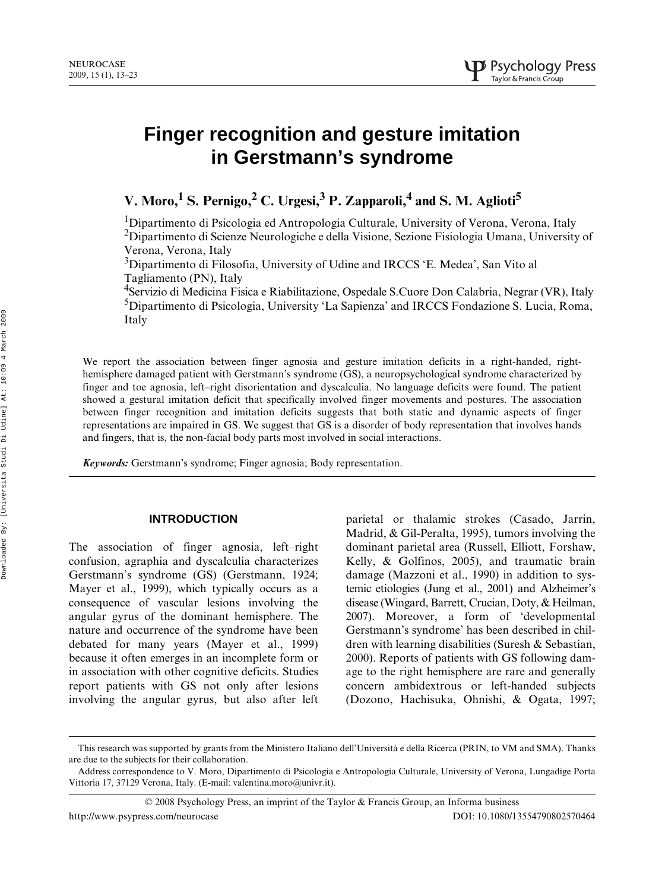# Finger recognition and gesture imitation in Gerstmann's syndrome

**V. Moro,[1] S. Pernigo,[2] C. Urgesi,[3] P. Zapparoli,[4] and S. M. Aglioti[5]**

[1]Dipartimento di Psicologia ed Antropologia Culturale, University of Verona, Verona, Italy
[2]Dipartimento di Scienze Neurologiche e della Visione, Sezione Fisiologia Umana, University of Verona, Verona, Italy
[3]Dipartimento di Filosofia, University of Udine and IRCCS 'E. Medea', San Vito al Tagliamento (PN), Italy
[4]Servizio di Medicina Fisica e Riabilitazione, Ospedale S.Cuore Don Calabria, Negrar (VR), Italy
[5]Dipartimento di Psicologia, University 'La Sapienza' and IRCCS Fondazione S. Lucia, Roma, Italy

We report the association between finger agnosia and gesture imitation deficits in a right-handed, right-hemisphere damaged patient with Gerstmann's syndrome (GS), a neuropsychological syndrome characterized by finger and toe agnosia, left–right disorientation and dyscalculia. No language deficits were found. The patient showed a gestural imitation deficit that specifically involved finger movements and postures. The association between finger recognition and imitation deficits suggests that both static and dynamic aspects of finger representations are impaired in GS. We suggest that GS is a disorder of body representation that involves hands and fingers, that is, the non-facial body parts most involved in social interactions.

***Keywords:*** Gerstmann's syndrome; Finger agnosia; Body representation.

## INTRODUCTION

The association of finger agnosia, left–right confusion, agraphia and dyscalculia characterizes Gerstmann's syndrome (GS) (Gerstmann, 1924; Mayer et al., 1999), which typically occurs as a consequence of vascular lesions involving the angular gyrus of the dominant hemisphere. The nature and occurrence of the syndrome have been debated for many years (Mayer et al., 1999) because it often emerges in an incomplete form or in association with other cognitive deficits. Studies report patients with GS not only after lesions involving the angular gyrus, but also after left parietal or thalamic strokes (Casado, Jarrin, Madrid, & Gil-Peralta, 1995), tumors involving the dominant parietal area (Russell, Elliott, Forshaw, Kelly, & Golfinos, 2005), and traumatic brain damage (Mazzoni et al., 1990) in addition to systemic etiologies (Jung et al., 2001) and Alzheimer's disease (Wingard, Barrett, Crucian, Doty, & Heilman, 2007). Moreover, a form of 'developmental Gerstmann's syndrome' has been described in children with learning disabilities (Suresh & Sebastian, 2000). Reports of patients with GS following damage to the right hemisphere are rare and generally concern ambidextrous or left-handed subjects (Dozono, Hachisuka, Ohnishi, & Ogata, 1997;

This research was supported by grants from the Ministero Italiano dell'Università e della Ricerca (PRIN, to VM and SMA). Thanks are due to the subjects for their collaboration.

Address correspondence to V. Moro, Dipartimento di Psicologia e Antropologia Culturale, University of Verona, Lungadige Porta Vittoria 17, 37129 Verona, Italy. (E-mail: valentina.moro@univr.it).

© 2008 Psychology Press, an imprint of the Taylor & Francis Group, an Informa business
http://www.psypress.com/neurocase DOI: 10.1080/13554790802570464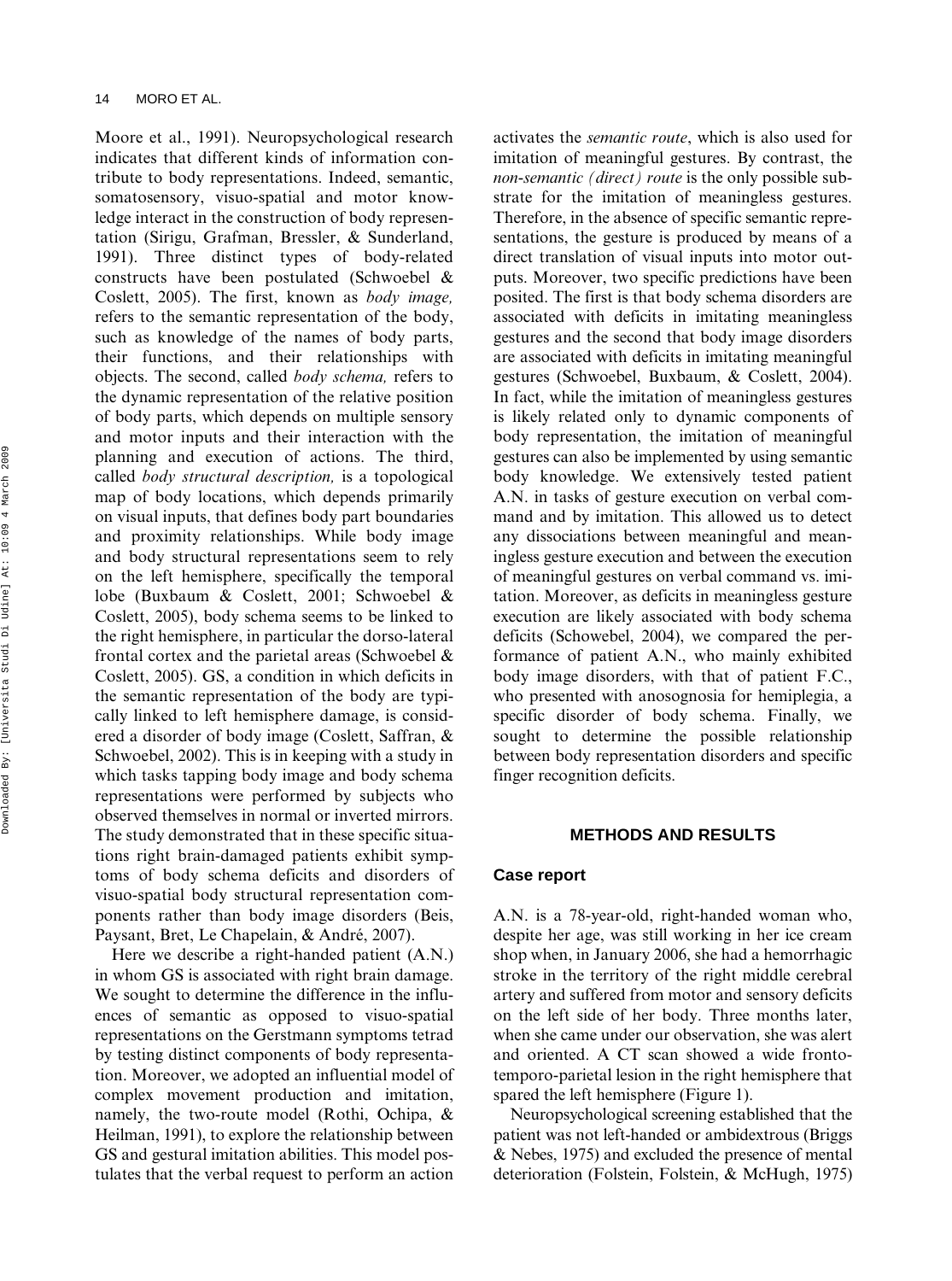Moore et al., 1991). Neuropsychological research indicates that different kinds of information contribute to body representations. Indeed, semantic, somatosensory, visuo-spatial and motor knowledge interact in the construction of body representation (Sirigu, Grafman, Bressler, & Sunderland, 1991). Three distinct types of body-related constructs have been postulated (Schwoebel & Coslett, 2005). The first, known as *body image,* refers to the semantic representation of the body, such as knowledge of the names of body parts, their functions, and their relationships with objects. The second, called *body schema,* refers to the dynamic representation of the relative position of body parts, which depends on multiple sensory and motor inputs and their interaction with the planning and execution of actions. The third, called *body structural description,* is a topological map of body locations, which depends primarily on visual inputs, that defines body part boundaries and proximity relationships. While body image and body structural representations seem to rely on the left hemisphere, specifically the temporal lobe (Buxbaum & Coslett, 2001; Schwoebel & Coslett, 2005), body schema seems to be linked to the right hemisphere, in particular the dorso-lateral frontal cortex and the parietal areas (Schwoebel & Coslett, 2005). GS, a condition in which deficits in the semantic representation of the body are typically linked to left hemisphere damage, is considered a disorder of body image (Coslett, Saffran, & Schwoebel, 2002). This is in keeping with a study in which tasks tapping body image and body schema representations were performed by subjects who observed themselves in normal or inverted mirrors. The study demonstrated that in these specific situations right brain-damaged patients exhibit symptoms of body schema deficits and disorders of visuo-spatial body structural representation components rather than body image disorders (Beis, Paysant, Bret, Le Chapelain, & André, 2007).

Here we describe a right-handed patient (A.N.) in whom GS is associated with right brain damage. We sought to determine the difference in the influences of semantic as opposed to visuo-spatial representations on the Gerstmann symptoms tetrad by testing distinct components of body representation. Moreover, we adopted an influential model of complex movement production and imitation, namely, the two-route model (Rothi, Ochipa, & Heilman, 1991), to explore the relationship between GS and gestural imitation abilities. This model postulates that the verbal request to perform an action activates the *semantic route*, which is also used for imitation of meaningful gestures. By contrast, the *non-semantic (direct) route* is the only possible substrate for the imitation of meaningless gestures. Therefore, in the absence of specific semantic representations, the gesture is produced by means of a direct translation of visual inputs into motor outputs. Moreover, two specific predictions have been posited. The first is that body schema disorders are associated with deficits in imitating meaningless gestures and the second that body image disorders are associated with deficits in imitating meaningful gestures (Schwoebel, Buxbaum, & Coslett, 2004). In fact, while the imitation of meaningless gestures is likely related only to dynamic components of body representation, the imitation of meaningful gestures can also be implemented by using semantic body knowledge. We extensively tested patient A.N. in tasks of gesture execution on verbal command and by imitation. This allowed us to detect any dissociations between meaningful and meaningless gesture execution and between the execution of meaningful gestures on verbal command vs. imitation. Moreover, as deficits in meaningless gesture execution are likely associated with body schema deficits (Schowebel, 2004), we compared the performance of patient A.N., who mainly exhibited body image disorders, with that of patient F.C., who presented with anosognosia for hemiplegia, a specific disorder of body schema. Finally, we sought to determine the possible relationship between body representation disorders and specific finger recognition deficits.

## METHODS AND RESULTS

### Case report

A.N. is a 78-year-old, right-handed woman who, despite her age, was still working in her ice cream shop when, in January 2006, she had a hemorrhagic stroke in the territory of the right middle cerebral artery and suffered from motor and sensory deficits on the left side of her body. Three months later, when she came under our observation, she was alert and oriented. A CT scan showed a wide fronto-temporo-parietal lesion in the right hemisphere that spared the left hemisphere (Figure 1).

Neuropsychological screening established that the patient was not left-handed or ambidextrous (Briggs & Nebes, 1975) and excluded the presence of mental deterioration (Folstein, Folstein, & McHugh, 1975)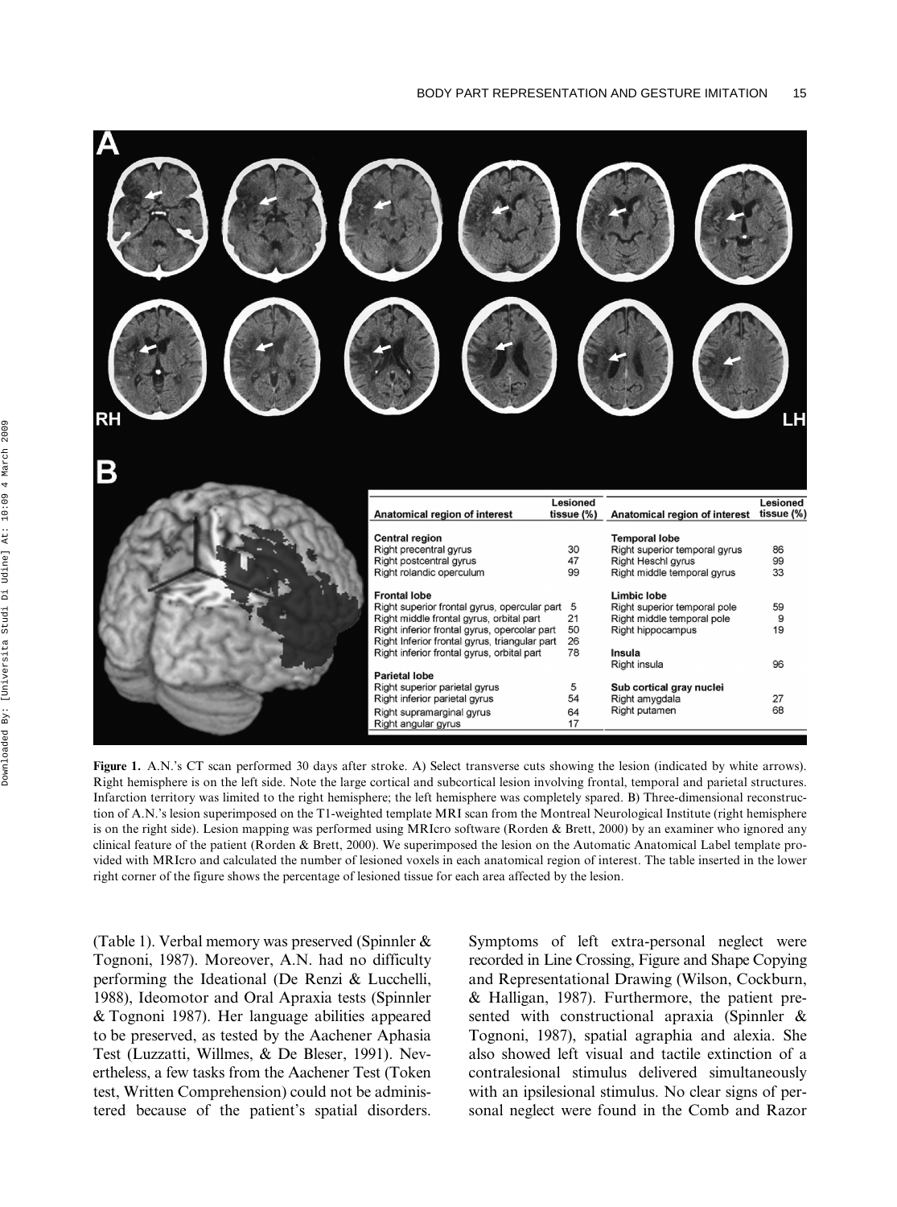| Anatomical region of interest | Lesioned tissue (%) | Anatomical region of interest | Lesioned tissue (%) |
|---|---|---|---|
| **Central region** | | **Temporal lobe** | |
| Right precentral gyrus | 30 | Right superior temporal gyrus | 86 |
| Right postcentral gyrus | 47 | Right Heschl gyrus | 99 |
| Right rolandic operculum | 99 | Right middle temporal gyrus | 33 |
| **Frontal lobe** | | **Limbic lobe** | |
| Right superior frontal gyrus, opercular part | 5 | Right superior temporal pole | 59 |
| Right middle frontal gyrus, orbital part | 21 | Right middle temporal pole | 9 |
| Right inferior frontal gyrus, opercolar part | 50 | Right hippocampus | 19 |
| Right Inferior frontal gyrus, triangular part | 26 | | |
| Right inferior frontal gyrus, orbital part | 78 | **Insula** | |
| | | Right insula | 96 |
| **Parietal lobe** | | | |
| Right superior parietal gyrus | 5 | **Sub cortical gray nuclei** | |
| Right inferior parietal gyrus | 54 | Right amygdala | 27 |
| Right supramarginal gyrus | 64 | Right putamen | 68 |
| Right angular gyrus | 17 | | |

**Figure 1.** A.N.'s CT scan performed 30 days after stroke. A) Select transverse cuts showing the lesion (indicated by white arrows). Right hemisphere is on the left side. Note the large cortical and subcortical lesion involving frontal, temporal and parietal structures. Infarction territory was limited to the right hemisphere; the left hemisphere was completely spared. B) Three-dimensional reconstruction of A.N.'s lesion superimposed on the T1-weighted template MRI scan from the Montreal Neurological Institute (right hemisphere is on the right side). Lesion mapping was performed using MRIcro software (Rorden & Brett, 2000) by an examiner who ignored any clinical feature of the patient (Rorden & Brett, 2000). We superimposed the lesion on the Automatic Anatomical Label template provided with MRIcro and calculated the number of lesioned voxels in each anatomical region of interest. The table inserted in the lower right corner of the figure shows the percentage of lesioned tissue for each area affected by the lesion.

(Table 1). Verbal memory was preserved (Spinnler & Tognoni, 1987). Moreover, A.N. had no difficulty performing the Ideational (De Renzi & Lucchelli, 1988), Ideomotor and Oral Apraxia tests (Spinnler & Tognoni 1987). Her language abilities appeared to be preserved, as tested by the Aachener Aphasia Test (Luzzatti, Willmes, & De Bleser, 1991). Nevertheless, a few tasks from the Aachener Test (Token test, Written Comprehension) could not be administered because of the patient's spatial disorders. Symptoms of left extra-personal neglect were recorded in Line Crossing, Figure and Shape Copying and Representational Drawing (Wilson, Cockburn, & Halligan, 1987). Furthermore, the patient presented with constructional apraxia (Spinnler & Tognoni, 1987), spatial agraphia and alexia. She also showed left visual and tactile extinction of a contralesional stimulus delivered simultaneously with an ipsilesional stimulus. No clear signs of personal neglect were found in the Comb and Razor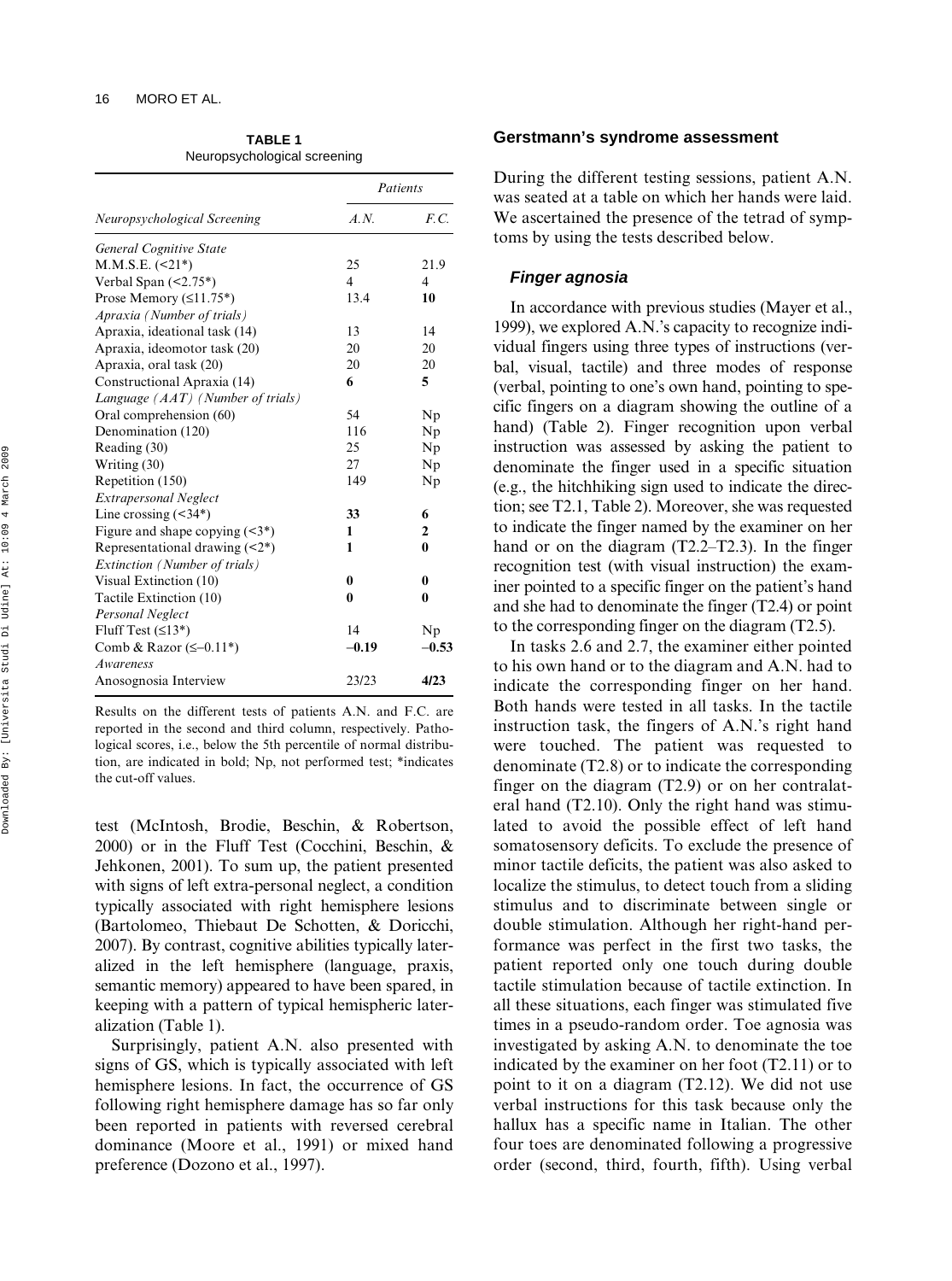**TABLE 1**
Neuropsychological screening

| | Patients | |
|---|---|---|
| *Neuropsychological Screening* | *A.N.* | *F.C.* |
| *General Cognitive State* | | |
| M.M.S.E. (<21*) | 25 | 21.9 |
| Verbal Span (<2.75*) | 4 | 4 |
| Prose Memory (≤11.75*) | 13.4 | **10** |
| *Apraxia (Number of trials)* | | |
| Apraxia, ideational task (14) | 13 | 14 |
| Apraxia, ideomotor task (20) | 20 | 20 |
| Apraxia, oral task (20) | 20 | 20 |
| Constructional Apraxia (14) | **6** | **5** |
| *Language (AAT) (Number of trials)* | | |
| Oral comprehension (60) | 54 | Np |
| Denomination (120) | 116 | Np |
| Reading (30) | 25 | Np |
| Writing (30) | 27 | Np |
| Repetition (150) | 149 | Np |
| *Extrapersonal Neglect* | | |
| Line crossing (<34*) | **33** | **6** |
| Figure and shape copying (<3*) | **1** | **2** |
| Representational drawing (<2*) | **1** | **0** |
| *Extinction (Number of trials)* | | |
| Visual Extinction (10) | **0** | **0** |
| Tactile Extinction (10) | **0** | **0** |
| *Personal Neglect* | | |
| Fluff Test (≤13*) | 14 | Np |
| Comb & Razor (≤–0.11*) | **–0.19** | **–0.53** |
| *Awareness* | | |
| Anosognosia Interview | 23/23 | **4/23** |

Results on the different tests of patients A.N. and F.C. are reported in the second and third column, respectively. Pathological scores, i.e., below the 5th percentile of normal distribution, are indicated in bold; Np, not performed test; *indicates the cut-off values.

test (McIntosh, Brodie, Beschin, & Robertson, 2000) or in the Fluff Test (Cocchini, Beschin, & Jehkonen, 2001). To sum up, the patient presented with signs of left extra-personal neglect, a condition typically associated with right hemisphere lesions (Bartolomeo, Thiebaut De Schotten, & Doricchi, 2007). By contrast, cognitive abilities typically lateralized in the left hemisphere (language, praxis, semantic memory) appeared to have been spared, in keeping with a pattern of typical hemispheric lateralization (Table 1).

Surprisingly, patient A.N. also presented with signs of GS, which is typically associated with left hemisphere lesions. In fact, the occurrence of GS following right hemisphere damage has so far only been reported in patients with reversed cerebral dominance (Moore et al., 1991) or mixed hand preference (Dozono et al., 1997).

## Gerstmann's syndrome assessment

During the different testing sessions, patient A.N. was seated at a table on which her hands were laid. We ascertained the presence of the tetrad of symptoms by using the tests described below.

### *Finger agnosia*

In accordance with previous studies (Mayer et al., 1999), we explored A.N.'s capacity to recognize individual fingers using three types of instructions (verbal, visual, tactile) and three modes of response (verbal, pointing to one's own hand, pointing to specific fingers on a diagram showing the outline of a hand) (Table 2). Finger recognition upon verbal instruction was assessed by asking the patient to denominate the finger used in a specific situation (e.g., the hitchhiking sign used to indicate the direction; see T2.1, Table 2). Moreover, she was requested to indicate the finger named by the examiner on her hand or on the diagram (T2.2–T2.3). In the finger recognition test (with visual instruction) the examiner pointed to a specific finger on the patient's hand and she had to denominate the finger (T2.4) or point to the corresponding finger on the diagram (T2.5).

In tasks 2.6 and 2.7, the examiner either pointed to his own hand or to the diagram and A.N. had to indicate the corresponding finger on her hand. Both hands were tested in all tasks. In the tactile instruction task, the fingers of A.N.'s right hand were touched. The patient was requested to denominate (T2.8) or to indicate the corresponding finger on the diagram (T2.9) or on her contralateral hand (T2.10). Only the right hand was stimulated to avoid the possible effect of left hand somatosensory deficits. To exclude the presence of minor tactile deficits, the patient was also asked to localize the stimulus, to detect touch from a sliding stimulus and to discriminate between single or double stimulation. Although her right-hand performance was perfect in the first two tasks, the patient reported only one touch during double tactile stimulation because of tactile extinction. In all these situations, each finger was stimulated five times in a pseudo-random order. Toe agnosia was investigated by asking A.N. to denominate the toe indicated by the examiner on her foot (T2.11) or to point to it on a diagram (T2.12). We did not use verbal instructions for this task because only the hallux has a specific name in Italian. The other four toes are denominated following a progressive order (second, third, fourth, fifth). Using verbal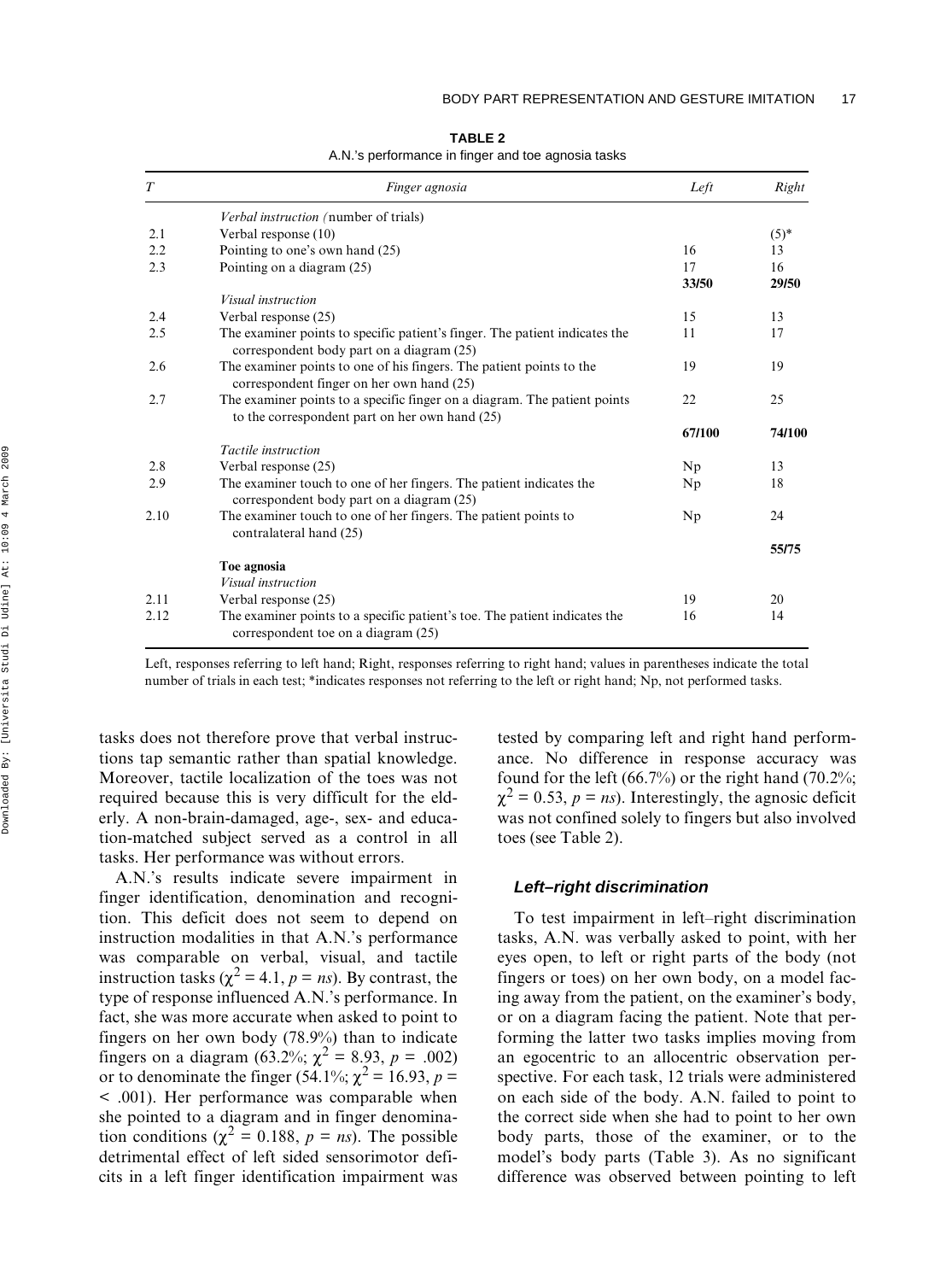**TABLE 2**
A.N.'s performance in finger and toe agnosia tasks

| *T* | *Finger agnosia* | *Left* | *Right* |
|---|---|---|---|
| | *Verbal instruction (*number of trials) | | |
| 2.1 | Verbal response (10) | | (5)* |
| 2.2 | Pointing to one's own hand (25) | 16 | 13 |
| 2.3 | Pointing on a diagram (25) | 17 | 16 |
| | | **33/50** | **29/50** |
| | *Visual instruction* | | |
| 2.4 | Verbal response (25) | 15 | 13 |
| 2.5 | The examiner points to specific patient's finger. The patient indicates the correspondent body part on a diagram (25) | 11 | 17 |
| 2.6 | The examiner points to one of his fingers. The patient points to the correspondent finger on her own hand (25) | 19 | 19 |
| 2.7 | The examiner points to a specific finger on a diagram. The patient points to the correspondent part on her own hand (25) | 22 | 25 |
| | | **67/100** | **74/100** |
| | *Tactile instruction* | | |
| 2.8 | Verbal response (25) | Np | 13 |
| 2.9 | The examiner touch to one of her fingers. The patient indicates the correspondent body part on a diagram (25) | Np | 18 |
| 2.10 | The examiner touch to one of her fingers. The patient points to contralateral hand (25) | Np | 24 |
| | | | **55/75** |
| | **Toe agnosia** | | |
| | *Visual instruction* | | |
| 2.11 | Verbal response (25) | 19 | 20 |
| 2.12 | The examiner points to a specific patient's toe. The patient indicates the correspondent toe on a diagram (25) | 16 | 14 |

Left, responses referring to left hand; Right, responses referring to right hand; values in parentheses indicate the total number of trials in each test; *indicates responses not referring to the left or right hand; Np, not performed tasks.

tasks does not therefore prove that verbal instructions tap semantic rather than spatial knowledge. Moreover, tactile localization of the toes was not required because this is very difficult for the elderly. A non-brain-damaged, age-, sex- and education-matched subject served as a control in all tasks. Her performance was without errors.

A.N.'s results indicate severe impairment in finger identification, denomination and recognition. This deficit does not seem to depend on instruction modalities in that A.N.'s performance was comparable on verbal, visual, and tactile instruction tasks ($\chi^2 = 4.1$, $p = ns$). By contrast, the type of response influenced A.N.'s performance. In fact, she was more accurate when asked to point to fingers on her own body (78.9%) than to indicate fingers on a diagram (63.2%; $\chi^2 = 8.93$, $p = .002$) or to denominate the finger (54.1%; $\chi^2 = 16.93$, $p = < .001$). Her performance was comparable when she pointed to a diagram and in finger denomination conditions ($\chi^2 = 0.188$, $p = ns$). The possible detrimental effect of left sided sensorimotor deficits in a left finger identification impairment was tested by comparing left and right hand performance. No difference in response accuracy was found for the left (66.7%) or the right hand (70.2%; $\chi^2 = 0.53$, $p = ns$). Interestingly, the agnosic deficit was not confined solely to fingers but also involved toes (see Table 2).

### *Left–right discrimination*

To test impairment in left–right discrimination tasks, A.N. was verbally asked to point, with her eyes open, to left or right parts of the body (not fingers or toes) on her own body, on a model facing away from the patient, on the examiner's body, or on a diagram facing the patient. Note that performing the latter two tasks implies moving from an egocentric to an allocentric observation perspective. For each task, 12 trials were administered on each side of the body. A.N. failed to point to the correct side when she had to point to her own body parts, those of the examiner, or to the model's body parts (Table 3). As no significant difference was observed between pointing to left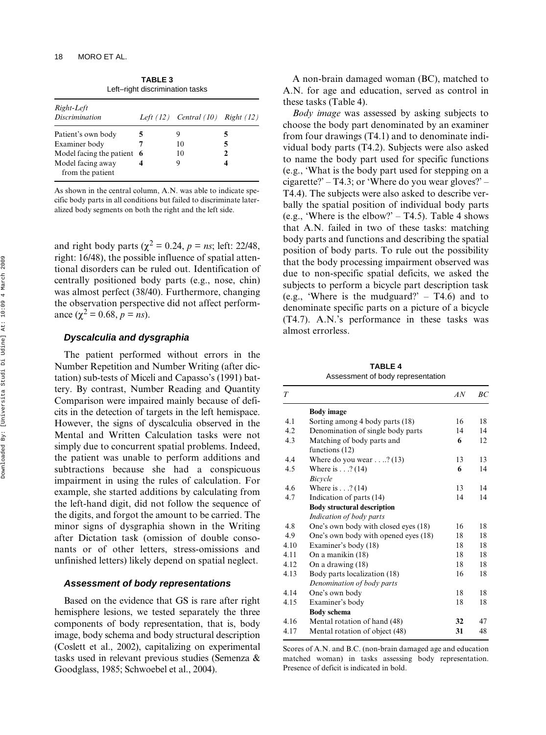**TABLE 3**
Left–right discrimination tasks

| *Right-Left Discrimination* | *Left (12)* | *Central (10)* | *Right (12)* |
|---|---|---|---|
| Patient's own body | **5** | 9 | **5** |
| Examiner body | **7** | 10 | **5** |
| Model facing the patient | **6** | 10 | **2** |
| Model facing away from the patient | **4** | 9 | **4** |

As shown in the central column, A.N. was able to indicate specific body parts in all conditions but failed to discriminate lateralized body segments on both the right and the left side.

and right body parts ($\chi^2 = 0.24$, $p = ns$; left: 22/48, right: 16/48), the possible influence of spatial attentional disorders can be ruled out. Identification of centrally positioned body parts (e.g., nose, chin) was almost perfect (38/40). Furthermore, changing the observation perspective did not affect performance ($\chi^2 = 0.68$, $p = ns$).

### *Dyscalculia and dysgraphia*

The patient performed without errors in the Number Repetition and Number Writing (after dictation) sub-tests of Miceli and Capasso's (1991) battery. By contrast, Number Reading and Quantity Comparison were impaired mainly because of deficits in the detection of targets in the left hemispace. However, the signs of dyscalculia observed in the Mental and Written Calculation tasks were not simply due to concurrent spatial problems. Indeed, the patient was unable to perform additions and subtractions because she had a conspicuous impairment in using the rules of calculation. For example, she started additions by calculating from the left-hand digit, did not follow the sequence of the digits, and forgot the amount to be carried. The minor signs of dysgraphia shown in the Writing after Dictation task (omission of double consonants or of other letters, stress-omissions and unfinished letters) likely depend on spatial neglect.

### *Assessment of body representations*

Based on the evidence that GS is rare after right hemisphere lesions, we tested separately the three components of body representation, that is, body image, body schema and body structural description (Coslett et al., 2002), capitalizing on experimental tasks used in relevant previous studies (Semenza & Goodglass, 1985; Schwoebel et al., 2004).

A non-brain damaged woman (BC), matched to A.N. for age and education, served as control in these tasks (Table 4).

*Body image* was assessed by asking subjects to choose the body part denominated by an examiner from four drawings (T4.1) and to denominate individual body parts (T4.2). Subjects were also asked to name the body part used for specific functions (e.g., 'What is the body part used for stepping on a cigarette?' – T4.3; or 'Where do you wear gloves?' – T4.4). The subjects were also asked to describe verbally the spatial position of individual body parts (e.g., 'Where is the elbow?' – T4.5). Table 4 shows that A.N. failed in two of these tasks: matching body parts and functions and describing the spatial position of body parts. To rule out the possibility that the body processing impairment observed was due to non-specific spatial deficits, we asked the subjects to perform a bicycle part description task (e.g., 'Where is the mudguard?' – T4.6) and to denominate specific parts on a picture of a bicycle (T4.7). A.N.'s performance in these tasks was almost errorless.

**TABLE 4**
Assessment of body representation

| *T* | | *AN* | *BC* |
|---|---|---|---|
| | **Body image** | | |
| 4.1 | Sorting among 4 body parts (18) | 16 | 18 |
| 4.2 | Denomination of single body parts | 14 | 14 |
| 4.3 | Matching of body parts and functions (12) | **6** | 12 |
| 4.4 | Where do you wear . . ..? (13) | 13 | 13 |
| 4.5 | Where is . . .? (14) | **6** | 14 |
| | *Bicycle* | | |
| 4.6 | Where is . . .? (14) | 13 | 14 |
| 4.7 | Indication of parts (14) | 14 | 14 |
| | **Body structural description** | | |
| | *Indication of body parts* | | |
| 4.8 | One's own body with closed eyes (18) | 16 | 18 |
| 4.9 | One's own body with opened eyes (18) | 18 | 18 |
| 4.10 | Examiner's body (18) | 18 | 18 |
| 4.11 | On a manikin (18) | 18 | 18 |
| 4.12 | On a drawing (18) | 18 | 18 |
| 4.13 | Body parts localization (18) | 16 | 18 |
| | *Denomination of body parts* | | |
| 4.14 | One's own body | 18 | 18 |
| 4.15 | Examiner's body | 18 | 18 |
| | **Body schema** | | |
| 4.16 | Mental rotation of hand (48) | **32** | 47 |
| 4.17 | Mental rotation of object (48) | **31** | 48 |

Scores of A.N. and B.C. (non-brain damaged age and education matched woman) in tasks assessing body representation. Presence of deficit is indicated in bold.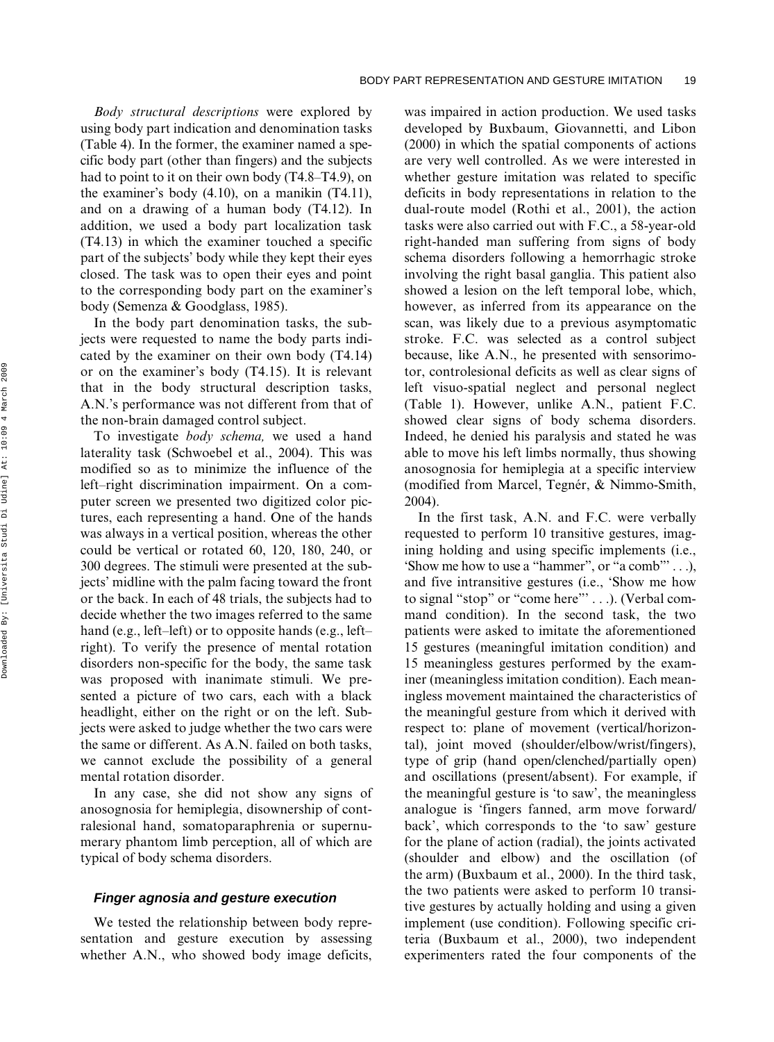*Body structural descriptions* were explored by using body part indication and denomination tasks (Table 4). In the former, the examiner named a specific body part (other than fingers) and the subjects had to point to it on their own body (T4.8–T4.9), on the examiner's body (4.10), on a manikin (T4.11), and on a drawing of a human body (T4.12). In addition, we used a body part localization task (T4.13) in which the examiner touched a specific part of the subjects' body while they kept their eyes closed. The task was to open their eyes and point to the corresponding body part on the examiner's body (Semenza & Goodglass, 1985).

In the body part denomination tasks, the subjects were requested to name the body parts indicated by the examiner on their own body (T4.14) or on the examiner's body (T4.15). It is relevant that in the body structural description tasks, A.N.'s performance was not different from that of the non-brain damaged control subject.

To investigate *body schema,* we used a hand laterality task (Schwoebel et al., 2004). This was modified so as to minimize the influence of the left–right discrimination impairment. On a computer screen we presented two digitized color pictures, each representing a hand. One of the hands was always in a vertical position, whereas the other could be vertical or rotated 60, 120, 180, 240, or 300 degrees. The stimuli were presented at the subjects' midline with the palm facing toward the front or the back. In each of 48 trials, the subjects had to decide whether the two images referred to the same hand (e.g., left–left) or to opposite hands (e.g., left–right). To verify the presence of mental rotation disorders non-specific for the body, the same task was proposed with inanimate stimuli. We presented a picture of two cars, each with a black headlight, either on the right or on the left. Subjects were asked to judge whether the two cars were the same or different. As A.N. failed on both tasks, we cannot exclude the possibility of a general mental rotation disorder.

In any case, she did not show any signs of anosognosia for hemiplegia, disownership of contralesional hand, somatoparaphrenia or supernumerary phantom limb perception, all of which are typical of body schema disorders.

### Finger agnosia and gesture execution

We tested the relationship between body representation and gesture execution by assessing whether A.N., who showed body image deficits, was impaired in action production. We used tasks developed by Buxbaum, Giovannetti, and Libon (2000) in which the spatial components of actions are very well controlled. As we were interested in whether gesture imitation was related to specific deficits in body representations in relation to the dual-route model (Rothi et al., 2001), the action tasks were also carried out with F.C., a 58-year-old right-handed man suffering from signs of body schema disorders following a hemorrhagic stroke involving the right basal ganglia. This patient also showed a lesion on the left temporal lobe, which, however, as inferred from its appearance on the scan, was likely due to a previous asymptomatic stroke. F.C. was selected as a control subject because, like A.N., he presented with sensorimotor, controlesional deficits as well as clear signs of left visuo-spatial neglect and personal neglect (Table 1). However, unlike A.N., patient F.C. showed clear signs of body schema disorders. Indeed, he denied his paralysis and stated he was able to move his left limbs normally, thus showing anosognosia for hemiplegia at a specific interview (modified from Marcel, Tegnér, & Nimmo-Smith, 2004).

In the first task, A.N. and F.C. were verbally requested to perform 10 transitive gestures, imagining holding and using specific implements (i.e., 'Show me how to use a "hammer", or "a comb"' . . .), and five intransitive gestures (i.e., 'Show me how to signal "stop" or "come here"' . . .). (Verbal command condition). In the second task, the two patients were asked to imitate the aforementioned 15 gestures (meaningful imitation condition) and 15 meaningless gestures performed by the examiner (meaningless imitation condition). Each meaningless movement maintained the characteristics of the meaningful gesture from which it derived with respect to: plane of movement (vertical/horizontal), joint moved (shoulder/elbow/wrist/fingers), type of grip (hand open/clenched/partially open) and oscillations (present/absent). For example, if the meaningful gesture is 'to saw', the meaningless analogue is 'fingers fanned, arm move forward/back', which corresponds to the 'to saw' gesture for the plane of action (radial), the joints activated (shoulder and elbow) and the oscillation (of the arm) (Buxbaum et al., 2000). In the third task, the two patients were asked to perform 10 transitive gestures by actually holding and using a given implement (use condition). Following specific criteria (Buxbaum et al., 2000), two independent experimenters rated the four components of the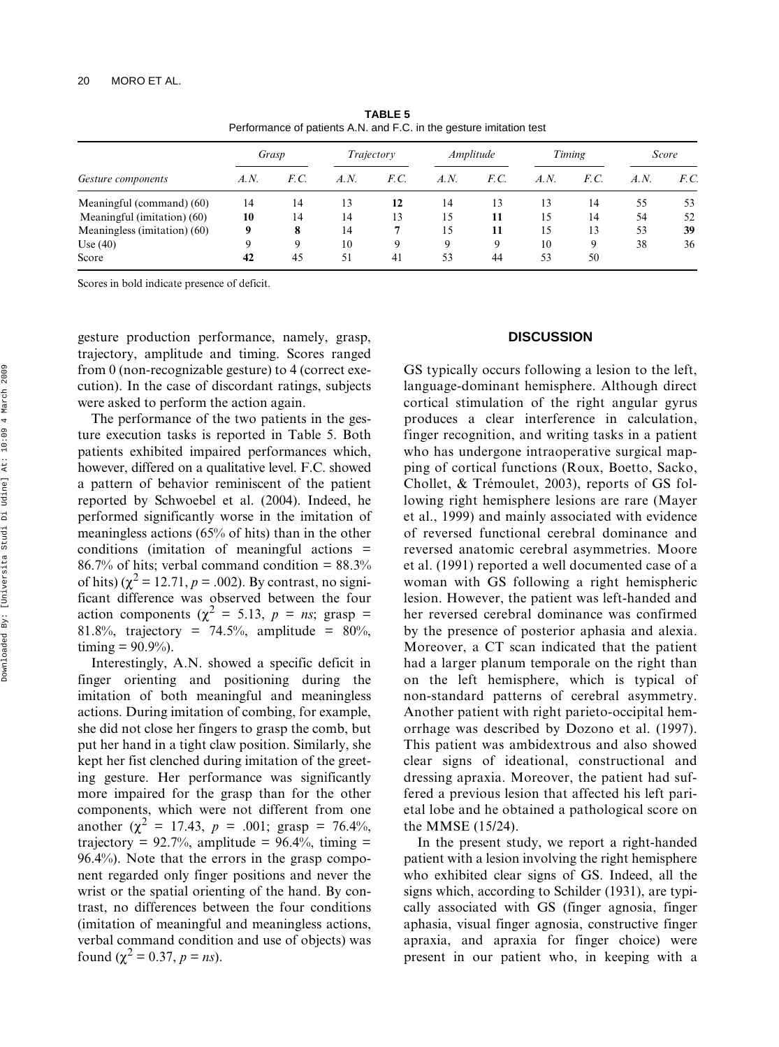**TABLE 5**
Performance of patients A.N. and F.C. in the gesture imitation test

| | *Grasp* | | *Trajectory* | | *Amplitude* | | *Timing* | | *Score* | |
|---|---|---|---|---|---|---|---|---|---|---|
| *Gesture components* | *A.N.* | *F.C.* | *A.N.* | *F.C.* | *A.N.* | *F.C.* | *A.N.* | *F.C.* | *A.N.* | *F.C.* |
| Meaningful (command) (60) | 14 | 14 | 13 | **12** | 14 | 13 | 13 | 14 | 55 | 53 |
| Meaningful (imitation) (60) | **10** | 14 | 14 | 13 | 15 | **11** | 15 | 14 | 54 | 52 |
| Meaningless (imitation) (60) | **9** | **8** | 14 | **7** | 15 | **11** | 15 | 13 | 53 | **39** |
| Use (40) | 9 | 9 | 10 | 9 | 9 | 9 | 10 | 9 | 38 | 36 |
| Score | **42** | 45 | 51 | 41 | 53 | 44 | 53 | 50 | | |

Scores in bold indicate presence of deficit.

gesture production performance, namely, grasp, trajectory, amplitude and timing. Scores ranged from 0 (non-recognizable gesture) to 4 (correct execution). In the case of discordant ratings, subjects were asked to perform the action again.

The performance of the two patients in the gesture execution tasks is reported in Table 5. Both patients exhibited impaired performances which, however, differed on a qualitative level. F.C. showed a pattern of behavior reminiscent of the patient reported by Schwoebel et al. (2004). Indeed, he performed significantly worse in the imitation of meaningless actions (65% of hits) than in the other conditions (imitation of meaningful actions = 86.7% of hits; verbal command condition = 88.3% of hits) ($\chi^2 = 12.71$, $p = .002$). By contrast, no significant difference was observed between the four action components ($\chi^2 = 5.13$, $p = ns$; grasp = 81.8%, trajectory = 74.5%, amplitude = 80%, timing = 90.9%).

Interestingly, A.N. showed a specific deficit in finger orienting and positioning during the imitation of both meaningful and meaningless actions. During imitation of combing, for example, she did not close her fingers to grasp the comb, but put her hand in a tight claw position. Similarly, she kept her fist clenched during imitation of the greeting gesture. Her performance was significantly more impaired for the grasp than for the other components, which were not different from one another ($\chi^2 = 17.43$, $p = .001$; grasp = 76.4%, trajectory = 92.7%, amplitude = 96.4%, timing = 96.4%). Note that the errors in the grasp component regarded only finger positions and never the wrist or the spatial orienting of the hand. By contrast, no differences between the four conditions (imitation of meaningful and meaningless actions, verbal command condition and use of objects) was found ($\chi^2 = 0.37$, $p = ns$).

## DISCUSSION

GS typically occurs following a lesion to the left, language-dominant hemisphere. Although direct cortical stimulation of the right angular gyrus produces a clear interference in calculation, finger recognition, and writing tasks in a patient who has undergone intraoperative surgical mapping of cortical functions (Roux, Boetto, Sacko, Chollet, & Trémoulet, 2003), reports of GS following right hemisphere lesions are rare (Mayer et al., 1999) and mainly associated with evidence of reversed functional cerebral dominance and reversed anatomic cerebral asymmetries. Moore et al. (1991) reported a well documented case of a woman with GS following a right hemispheric lesion. However, the patient was left-handed and her reversed cerebral dominance was confirmed by the presence of posterior aphasia and alexia. Moreover, a CT scan indicated that the patient had a larger planum temporale on the right than on the left hemisphere, which is typical of non-standard patterns of cerebral asymmetry. Another patient with right parieto-occipital hemorrhage was described by Dozono et al. (1997). This patient was ambidextrous and also showed clear signs of ideational, constructional and dressing apraxia. Moreover, the patient had suffered a previous lesion that affected his left parietal lobe and he obtained a pathological score on the MMSE (15/24).

In the present study, we report a right-handed patient with a lesion involving the right hemisphere who exhibited clear signs of GS. Indeed, all the signs which, according to Schilder (1931), are typically associated with GS (finger agnosia, finger aphasia, visual finger agnosia, constructive finger apraxia, and apraxia for finger choice) were present in our patient who, in keeping with a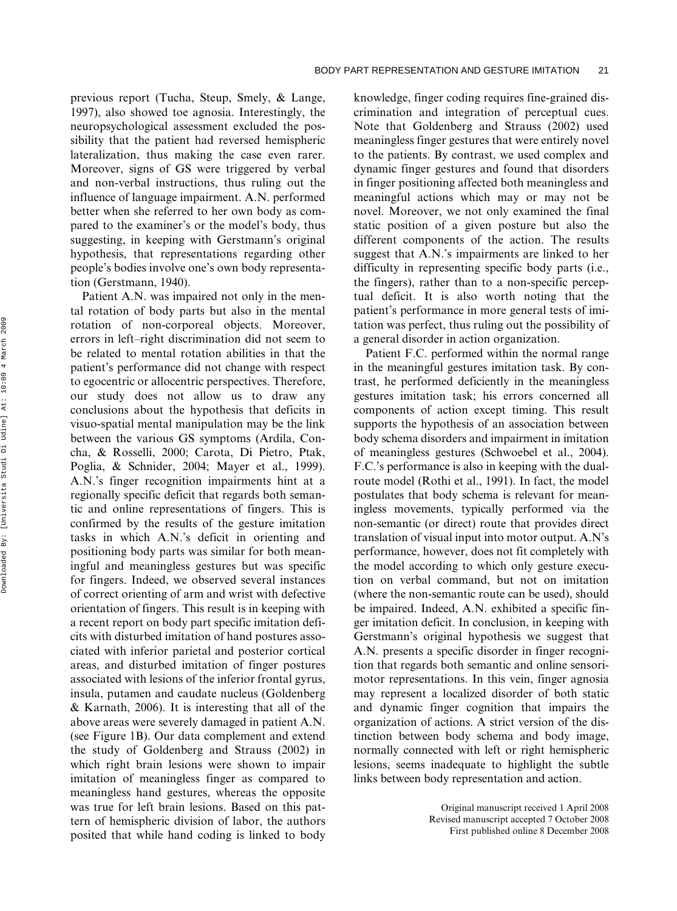previous report (Tucha, Steup, Smely, & Lange, 1997), also showed toe agnosia. Interestingly, the neuropsychological assessment excluded the possibility that the patient had reversed hemispheric lateralization, thus making the case even rarer. Moreover, signs of GS were triggered by verbal and non-verbal instructions, thus ruling out the influence of language impairment. A.N. performed better when she referred to her own body as compared to the examiner's or the model's body, thus suggesting, in keeping with Gerstmann's original hypothesis, that representations regarding other people's bodies involve one's own body representation (Gerstmann, 1940).

Patient A.N. was impaired not only in the mental rotation of body parts but also in the mental rotation of non-corporeal objects. Moreover, errors in left–right discrimination did not seem to be related to mental rotation abilities in that the patient's performance did not change with respect to egocentric or allocentric perspectives. Therefore, our study does not allow us to draw any conclusions about the hypothesis that deficits in visuo-spatial mental manipulation may be the link between the various GS symptoms (Ardila, Concha, & Rosselli, 2000; Carota, Di Pietro, Ptak, Poglia, & Schnider, 2004; Mayer et al., 1999). A.N.'s finger recognition impairments hint at a regionally specific deficit that regards both semantic and online representations of fingers. This is confirmed by the results of the gesture imitation tasks in which A.N.'s deficit in orienting and positioning body parts was similar for both meaningful and meaningless gestures but was specific for fingers. Indeed, we observed several instances of correct orienting of arm and wrist with defective orientation of fingers. This result is in keeping with a recent report on body part specific imitation deficits with disturbed imitation of hand postures associated with inferior parietal and posterior cortical areas, and disturbed imitation of finger postures associated with lesions of the inferior frontal gyrus, insula, putamen and caudate nucleus (Goldenberg & Karnath, 2006). It is interesting that all of the above areas were severely damaged in patient A.N. (see Figure 1B). Our data complement and extend the study of Goldenberg and Strauss (2002) in which right brain lesions were shown to impair imitation of meaningless finger as compared to meaningless hand gestures, whereas the opposite was true for left brain lesions. Based on this pattern of hemispheric division of labor, the authors posited that while hand coding is linked to body knowledge, finger coding requires fine-grained discrimination and integration of perceptual cues. Note that Goldenberg and Strauss (2002) used meaningless finger gestures that were entirely novel to the patients. By contrast, we used complex and dynamic finger gestures and found that disorders in finger positioning affected both meaningless and meaningful actions which may or may not be novel. Moreover, we not only examined the final static position of a given posture but also the different components of the action. The results suggest that A.N.'s impairments are linked to her difficulty in representing specific body parts (i.e., the fingers), rather than to a non-specific perceptual deficit. It is also worth noting that the patient's performance in more general tests of imitation was perfect, thus ruling out the possibility of a general disorder in action organization.

Patient F.C. performed within the normal range in the meaningful gestures imitation task. By contrast, he performed deficiently in the meaningless gestures imitation task; his errors concerned all components of action except timing. This result supports the hypothesis of an association between body schema disorders and impairment in imitation of meaningless gestures (Schwoebel et al., 2004). F.C.'s performance is also in keeping with the dual-route model (Rothi et al., 1991). In fact, the model postulates that body schema is relevant for meaningless movements, typically performed via the non-semantic (or direct) route that provides direct translation of visual input into motor output. A.N's performance, however, does not fit completely with the model according to which only gesture execution on verbal command, but not on imitation (where the non-semantic route can be used), should be impaired. Indeed, A.N. exhibited a specific finger imitation deficit. In conclusion, in keeping with Gerstmann's original hypothesis we suggest that A.N. presents a specific disorder in finger recognition that regards both semantic and online sensorimotor representations. In this vein, finger agnosia may represent a localized disorder of both static and dynamic finger cognition that impairs the organization of actions. A strict version of the distinction between body schema and body image, normally connected with left or right hemispheric lesions, seems inadequate to highlight the subtle links between body representation and action.

Original manuscript received 1 April 2008
Revised manuscript accepted 7 October 2008
First published online 8 December 2008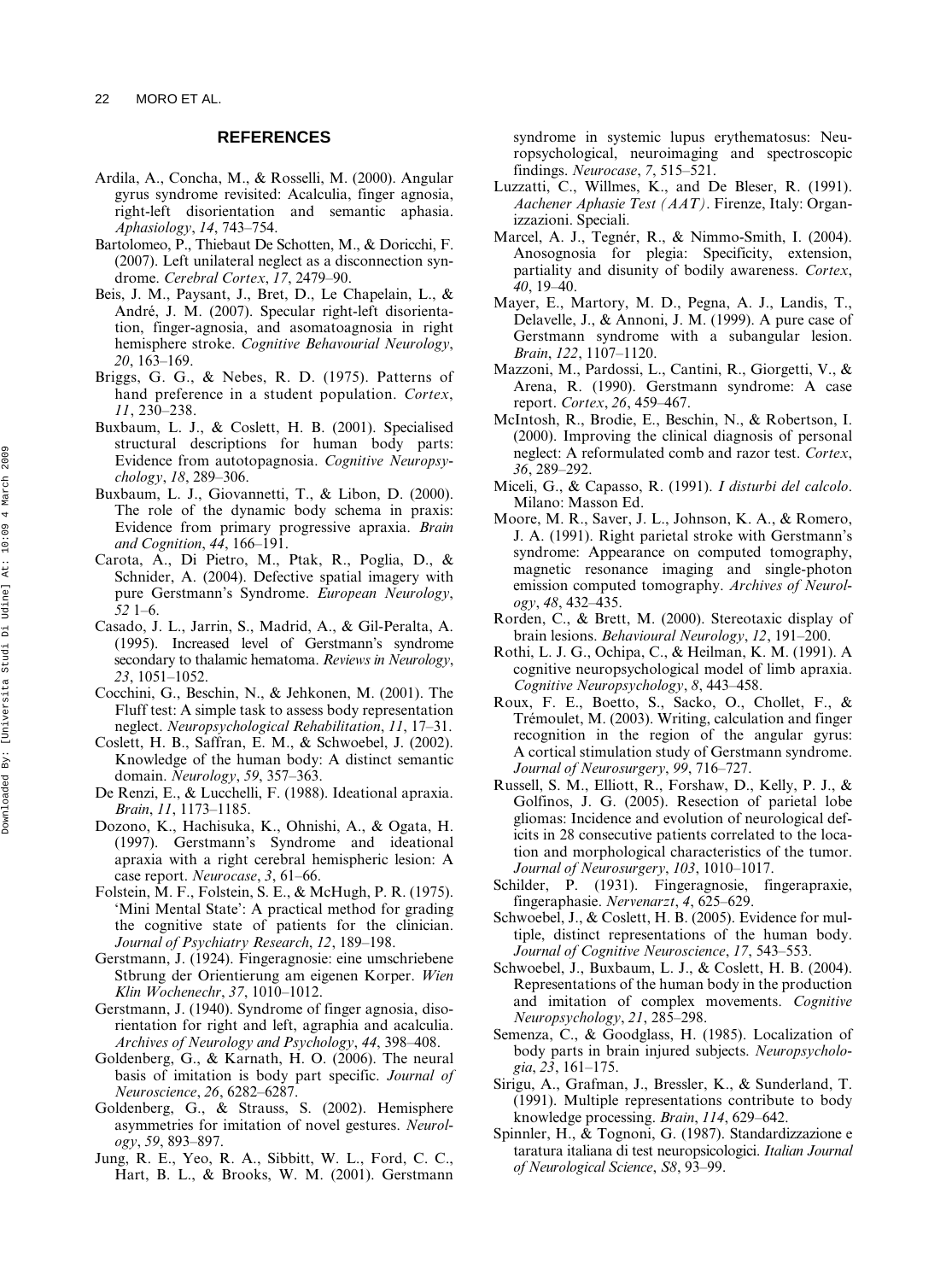## REFERENCES

Ardila, A., Concha, M., & Rosselli, M. (2000). Angular gyrus syndrome revisited: Acalculia, finger agnosia, right-left disorientation and semantic aphasia. *Aphasiology*, *14*, 743–754.

Bartolomeo, P., Thiebaut De Schotten, M., & Doricchi, F. (2007). Left unilateral neglect as a disconnection syndrome. *Cerebral Cortex*, *17*, 2479–90.

Beis, J. M., Paysant, J., Bret, D., Le Chapelain, L., & André, J. M. (2007). Specular right-left disorientation, finger-agnosia, and asomatoagnosia in right hemisphere stroke. *Cognitive Behavourial Neurology*, *20*, 163–169.

Briggs, G. G., & Nebes, R. D. (1975). Patterns of hand preference in a student population. *Cortex*, *11*, 230–238.

Buxbaum, L. J., & Coslett, H. B. (2001). Specialised structural descriptions for human body parts: Evidence from autotopagnosia. *Cognitive Neuropsychology*, *18*, 289–306.

Buxbaum, L. J., Giovannetti, T., & Libon, D. (2000). The role of the dynamic body schema in praxis: Evidence from primary progressive apraxia. *Brain and Cognition*, *44*, 166–191.

Carota, A., Di Pietro, M., Ptak, R., Poglia, D., & Schnider, A. (2004). Defective spatial imagery with pure Gerstmann's Syndrome. *European Neurology*, *52* 1–6.

Casado, J. L., Jarrin, S., Madrid, A., & Gil-Peralta, A. (1995). Increased level of Gerstmann's syndrome secondary to thalamic hematoma. *Reviews in Neurology*, *23*, 1051–1052.

Cocchini, G., Beschin, N., & Jehkonen, M. (2001). The Fluff test: A simple task to assess body representation neglect. *Neuropsychological Rehabilitation*, *11*, 17–31.

Coslett, H. B., Saffran, E. M., & Schwoebel, J. (2002). Knowledge of the human body: A distinct semantic domain. *Neurology*, *59*, 357–363.

De Renzi, E., & Lucchelli, F. (1988). Ideational apraxia. *Brain*, *11*, 1173–1185.

Dozono, K., Hachisuka, K., Ohnishi, A., & Ogata, H. (1997). Gerstmann's Syndrome and ideational apraxia with a right cerebral hemispheric lesion: A case report. *Neurocase*, *3*, 61–66.

Folstein, M. F., Folstein, S. E., & McHugh, P. R. (1975). 'Mini Mental State': A practical method for grading the cognitive state of patients for the clinician. *Journal of Psychiatry Research*, *12*, 189–198.

Gerstmann, J. (1924). Fingeragnosie: eine umschriebene Stbrung der Orientierung am eigenen Korper. *Wien Klin Wochenechr*, *37*, 1010–1012.

Gerstmann, J. (1940). Syndrome of finger agnosia, disorientation for right and left, agraphia and acalculia. *Archives of Neurology and Psychology*, *44*, 398–408.

Goldenberg, G., & Karnath, H. O. (2006). The neural basis of imitation is body part specific. *Journal of Neuroscience*, *26*, 6282–6287.

Goldenberg, G., & Strauss, S. (2002). Hemisphere asymmetries for imitation of novel gestures. *Neurology*, *59*, 893–897.

Jung, R. E., Yeo, R. A., Sibbitt, W. L., Ford, C. C., Hart, B. L., & Brooks, W. M. (2001). Gerstmann syndrome in systemic lupus erythematosus: Neuropsychological, neuroimaging and spectroscopic findings. *Neurocase*, *7*, 515–521.

Luzzatti, C., Willmes, K., and De Bleser, R. (1991). *Aachener Aphasie Test (AAT)*. Firenze, Italy: Organizzazioni. Speciali.

Marcel, A. J., Tegnér, R., & Nimmo-Smith, I. (2004). Anosognosia for plegia: Specificity, extension, partiality and disunity of bodily awareness. *Cortex*, *40*, 19–40.

Mayer, E., Martory, M. D., Pegna, A. J., Landis, T., Delavelle, J., & Annoni, J. M. (1999). A pure case of Gerstmann syndrome with a subangular lesion. *Brain*, *122*, 1107–1120.

Mazzoni, M., Pardossi, L., Cantini, R., Giorgetti, V., & Arena, R. (1990). Gerstmann syndrome: A case report. *Cortex*, *26*, 459–467.

McIntosh, R., Brodie, E., Beschin, N., & Robertson, I. (2000). Improving the clinical diagnosis of personal neglect: A reformulated comb and razor test. *Cortex*, *36*, 289–292.

Miceli, G., & Capasso, R. (1991). *I disturbi del calcolo*. Milano: Masson Ed.

Moore, M. R., Saver, J. L., Johnson, K. A., & Romero, J. A. (1991). Right parietal stroke with Gerstmann's syndrome: Appearance on computed tomography, magnetic resonance imaging and single-photon emission computed tomography. *Archives of Neurology*, *48*, 432–435.

Rorden, C., & Brett, M. (2000). Stereotaxic display of brain lesions. *Behavioural Neurology*, *12*, 191–200.

Rothi, L. J. G., Ochipa, C., & Heilman, K. M. (1991). A cognitive neuropsychological model of limb apraxia. *Cognitive Neuropsychology*, *8*, 443–458.

Roux, F. E., Boetto, S., Sacko, O., Chollet, F., & Trémoulet, M. (2003). Writing, calculation and finger recognition in the region of the angular gyrus: A cortical stimulation study of Gerstmann syndrome. *Journal of Neurosurgery*, *99*, 716–727.

Russell, S. M., Elliott, R., Forshaw, D., Kelly, P. J., & Golfinos, J. G. (2005). Resection of parietal lobe gliomas: Incidence and evolution of neurological deficits in 28 consecutive patients correlated to the location and morphological characteristics of the tumor. *Journal of Neurosurgery*, *103*, 1010–1017.

Schilder, P. (1931). Fingeragnosie, fingerapraxie, fingeraphasie. *Nervenarzt*, *4*, 625–629.

Schwoebel, J., & Coslett, H. B. (2005). Evidence for multiple, distinct representations of the human body. *Journal of Cognitive Neuroscience*, *17*, 543–553.

Schwoebel, J., Buxbaum, L. J., & Coslett, H. B. (2004). Representations of the human body in the production and imitation of complex movements. *Cognitive Neuropsychology*, *21*, 285–298.

Semenza, C., & Goodglass, H. (1985). Localization of body parts in brain injured subjects. *Neuropsychologia*, *23*, 161–175.

Sirigu, A., Grafman, J., Bressler, K., & Sunderland, T. (1991). Multiple representations contribute to body knowledge processing. *Brain*, *114*, 629–642.

Spinnler, H., & Tognoni, G. (1987). Standardizzazione e taratura italiana di test neuropsicologici. *Italian Journal of Neurological Science*, *S8*, 93–99.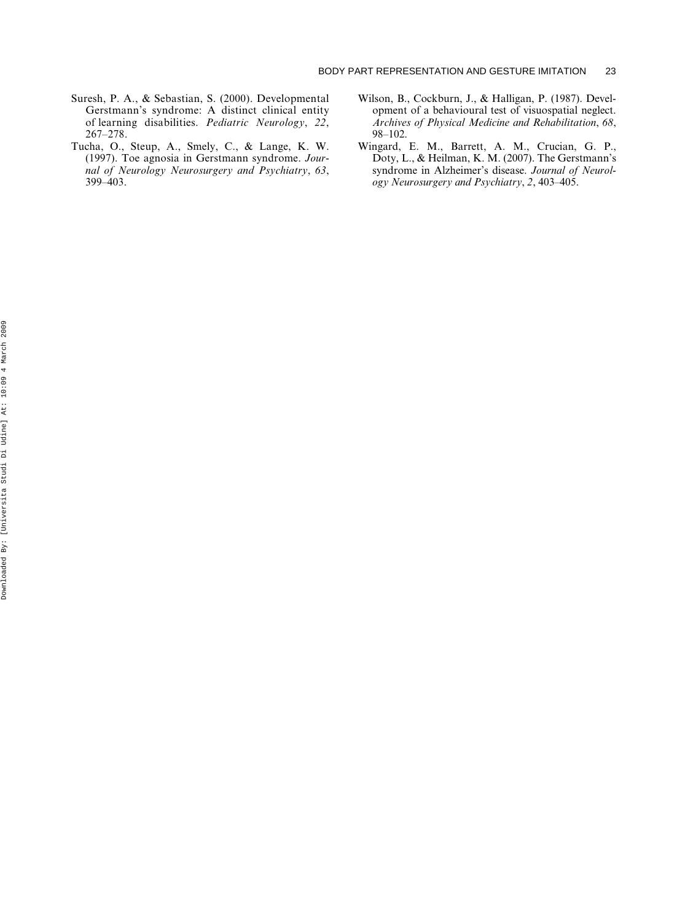Suresh, P. A., & Sebastian, S. (2000). Developmental Gerstmann's syndrome: A distinct clinical entity of learning disabilities. *Pediatric Neurology*, *22*, 267–278.

Tucha, O., Steup, A., Smely, C., & Lange, K. W. (1997). Toe agnosia in Gerstmann syndrome. *Journal of Neurology Neurosurgery and Psychiatry*, *63*, 399–403.

Wilson, B., Cockburn, J., & Halligan, P. (1987). Development of a behavioural test of visuospatial neglect. *Archives of Physical Medicine and Rehabilitation*, *68*, 98–102.

Wingard, E. M., Barrett, A. M., Crucian, G. P., Doty, L., & Heilman, K. M. (2007). The Gerstmann's syndrome in Alzheimer's disease. *Journal of Neurology Neurosurgery and Psychiatry*, *2*, 403–405.